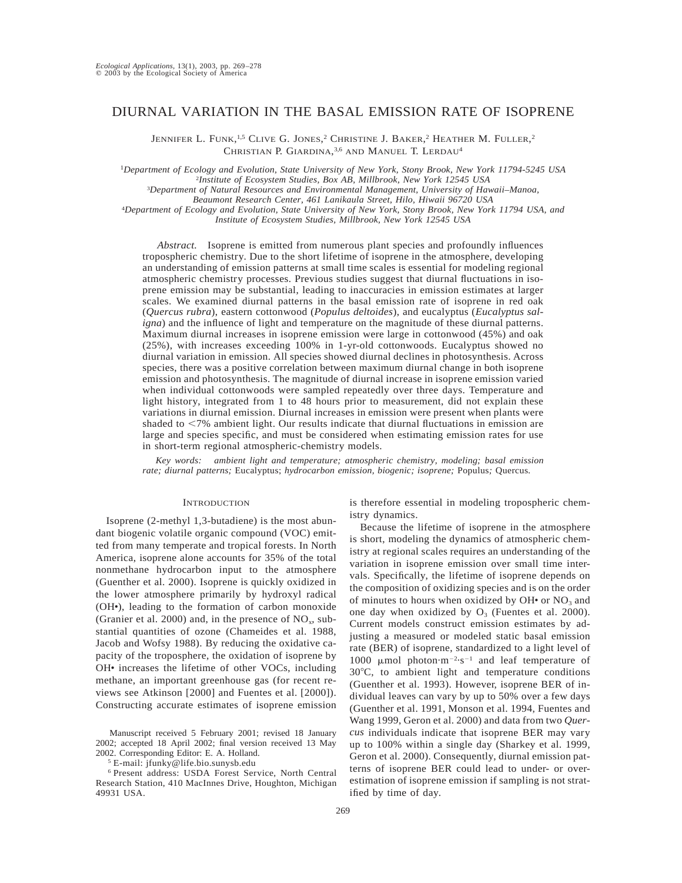# DIURNAL VARIATION IN THE BASAL EMISSION RATE OF ISOPRENE

Jennifer L. Funk,[1,5] Clive G. Jones,[2] Christine J. Baker,[2] Heather M. Fuller,[2] Christian P. Giardina,[3,6] and Manuel T. Lerdau[4]

[1]*Department of Ecology and Evolution, State University of New York, Stony Brook, New York 11794-5245 USA*
[2]*Institute of Ecosystem Studies, Box AB, Millbrook, New York 12545 USA*
[3]*Department of Natural Resources and Environmental Management, University of Hawaii–Manoa, Beaumont Research Center, 461 Lanikaula Street, Hilo, Hiwaii 96720 USA*
[4]*Department of Ecology and Evolution, State University of New York, Stony Brook, New York 11794 USA, and Institute of Ecosystem Studies, Millbrook, New York 12545 USA*

*Abstract.* Isoprene is emitted from numerous plant species and profoundly influences tropospheric chemistry. Due to the short lifetime of isoprene in the atmosphere, developing an understanding of emission patterns at small time scales is essential for modeling regional atmospheric chemistry processes. Previous studies suggest that diurnal fluctuations in isoprene emission may be substantial, leading to inaccuracies in emission estimates at larger scales. We examined diurnal patterns in the basal emission rate of isoprene in red oak (*Quercus rubra*), eastern cottonwood (*Populus deltoides*), and eucalyptus (*Eucalyptus saligna*) and the influence of light and temperature on the magnitude of these diurnal patterns. Maximum diurnal increases in isoprene emission were large in cottonwood (45%) and oak (25%), with increases exceeding 100% in 1-yr-old cottonwoods. Eucalyptus showed no diurnal variation in emission. All species showed diurnal declines in photosynthesis. Across species, there was a positive correlation between maximum diurnal change in both isoprene emission and photosynthesis. The magnitude of diurnal increase in isoprene emission varied when individual cottonwoods were sampled repeatedly over three days. Temperature and light history, integrated from 1 to 48 hours prior to measurement, did not explain these variations in diurnal emission. Diurnal increases in emission were present when plants were shaded to <7% ambient light. Our results indicate that diurnal fluctuations in emission are large and species specific, and must be considered when estimating emission rates for use in short-term regional atmospheric-chemistry models.

*Key words: ambient light and temperature; atmospheric chemistry, modeling; basal emission rate; diurnal patterns;* Eucalyptus; *hydrocarbon emission, biogenic; isoprene;* Populus; Quercus.

## Introduction

Isoprene (2-methyl 1,3-butadiene) is the most abundant biogenic volatile organic compound (VOC) emitted from many temperate and tropical forests. In North America, isoprene alone accounts for 35% of the total nonmethane hydrocarbon input to the atmosphere (Guenther et al. 2000). Isoprene is quickly oxidized in the lower atmosphere primarily by hydroxyl radical (OH•), leading to the formation of carbon monoxide (Granier et al. 2000) and, in the presence of $NO_x$, substantial quantities of ozone (Chameides et al. 1988, Jacob and Wofsy 1988). By reducing the oxidative capacity of the troposphere, the oxidation of isoprene by OH• increases the lifetime of other VOCs, including methane, an important greenhouse gas (for recent reviews see Atkinson [2000] and Fuentes et al. [2000]). Constructing accurate estimates of isoprene emission is therefore essential in modeling tropospheric chemistry dynamics.

Because the lifetime of isoprene in the atmosphere is short, modeling the dynamics of atmospheric chemistry at regional scales requires an understanding of the variation in isoprene emission over small time intervals. Specifically, the lifetime of isoprene depends on the composition of oxidizing species and is on the order of minutes to hours when oxidized by OH• or $NO_3$ and one day when oxidized by $O_3$ (Fuentes et al. 2000). Current models construct emission estimates by adjusting a measured or modeled static basal emission rate (BER) of isoprene, standardized to a light level of 1000 $\mu$mol photon·$m^{-2}$·$s^{-1}$ and leaf temperature of 30°C, to ambient light and temperature conditions (Guenther et al. 1993). However, isoprene BER of individual leaves can vary by up to 50% over a few days (Guenther et al. 1991, Monson et al. 1994, Fuentes and Wang 1999, Geron et al. 2000) and data from two *Quercus* individuals indicate that isoprene BER may vary up to 100% within a single day (Sharkey et al. 1999, Geron et al. 2000). Consequently, diurnal emission patterns of isoprene BER could lead to under- or overestimation of isoprene emission if sampling is not stratified by time of day.

Manuscript received 5 February 2001; revised 18 January 2002; accepted 18 April 2002; final version received 13 May 2002. Corresponding Editor: E. A. Holland.

[5] E-mail: jfunky@life.bio.sunysb.edu

[6] Present address: USDA Forest Service, North Central Research Station, 410 MacInnes Drive, Houghton, Michigan 49931 USA.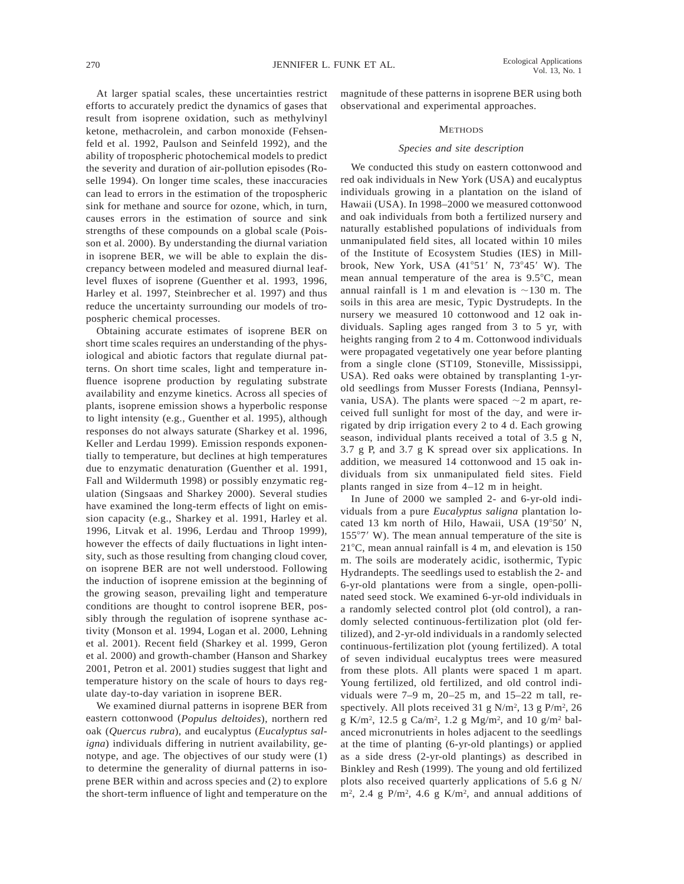At larger spatial scales, these uncertainties restrict efforts to accurately predict the dynamics of gases that result from isoprene oxidation, such as methylvinyl ketone, methacrolein, and carbon monoxide (Fehsenfeld et al. 1992, Paulson and Seinfeld 1992), and the ability of tropospheric photochemical models to predict the severity and duration of air-pollution episodes (Roselle 1994). On longer time scales, these inaccuracies can lead to errors in the estimation of the tropospheric sink for methane and source for ozone, which, in turn, causes errors in the estimation of source and sink strengths of these compounds on a global scale (Poisson et al. 2000). By understanding the diurnal variation in isoprene BER, we will be able to explain the discrepancy between modeled and measured diurnal leaf-level fluxes of isoprene (Guenther et al. 1993, 1996, Harley et al. 1997, Steinbrecher et al. 1997) and thus reduce the uncertainty surrounding our models of tropospheric chemical processes.

Obtaining accurate estimates of isoprene BER on short time scales requires an understanding of the physiological and abiotic factors that regulate diurnal patterns. On short time scales, light and temperature influence isoprene production by regulating substrate availability and enzyme kinetics. Across all species of plants, isoprene emission shows a hyperbolic response to light intensity (e.g., Guenther et al. 1995), although responses do not always saturate (Sharkey et al. 1996, Keller and Lerdau 1999). Emission responds exponentially to temperature, but declines at high temperatures due to enzymatic denaturation (Guenther et al. 1991, Fall and Wildermuth 1998) or possibly enzymatic regulation (Singsaas and Sharkey 2000). Several studies have examined the long-term effects of light on emission capacity (e.g., Sharkey et al. 1991, Harley et al. 1996, Litvak et al. 1996, Lerdau and Throop 1999), however the effects of daily fluctuations in light intensity, such as those resulting from changing cloud cover, on isoprene BER are not well understood. Following the induction of isoprene emission at the beginning of the growing season, prevailing light and temperature conditions are thought to control isoprene BER, possibly through the regulation of isoprene synthase activity (Monson et al. 1994, Logan et al. 2000, Lehning et al. 2001). Recent field (Sharkey et al. 1999, Geron et al. 2000) and growth-chamber (Hanson and Sharkey 2001, Petron et al. 2001) studies suggest that light and temperature history on the scale of hours to days regulate day-to-day variation in isoprene BER.

We examined diurnal patterns in isoprene BER from eastern cottonwood (*Populus deltoides*), northern red oak (*Quercus rubra*), and eucalyptus (*Eucalyptus saligna*) individuals differing in nutrient availability, genotype, and age. The objectives of our study were (1) to determine the generality of diurnal patterns in isoprene BER within and across species and (2) to explore the short-term influence of light and temperature on the magnitude of these patterns in isoprene BER using both observational and experimental approaches.

## Methods

### *Species and site description*

We conducted this study on eastern cottonwood and red oak individuals in New York (USA) and eucalyptus individuals growing in a plantation on the island of Hawaii (USA). In 1998–2000 we measured cottonwood and oak individuals from both a fertilized nursery and naturally established populations of individuals from unmanipulated field sites, all located within 10 miles of the Institute of Ecosystem Studies (IES) in Millbrook, New York, USA (41°51′ N, 73°45′ W). The mean annual temperature of the area is 9.5°C, mean annual rainfall is 1 m and elevation is ~130 m. The soils in this area are mesic, Typic Dystrudepts. In the nursery we measured 10 cottonwood and 12 oak individuals. Sapling ages ranged from 3 to 5 yr, with heights ranging from 2 to 4 m. Cottonwood individuals were propagated vegetatively one year before planting from a single clone (ST109, Stoneville, Mississippi, USA). Red oaks were obtained by transplanting 1-yr-old seedlings from Musser Forests (Indiana, Pennsylvania, USA). The plants were spaced ~2 m apart, received full sunlight for most of the day, and were irrigated by drip irrigation every 2 to 4 d. Each growing season, individual plants received a total of 3.5 g N, 3.7 g P, and 3.7 g K spread over six applications. In addition, we measured 14 cottonwood and 15 oak individuals from six unmanipulated field sites. Field plants ranged in size from 4–12 m in height.

In June of 2000 we sampled 2- and 6-yr-old individuals from a pure *Eucalyptus saligna* plantation located 13 km north of Hilo, Hawaii, USA (19°50′ N, 155°7′ W). The mean annual temperature of the site is 21°C, mean annual rainfall is 4 m, and elevation is 150 m. The soils are moderately acidic, isothermic, Typic Hydrandepts. The seedlings used to establish the 2- and 6-yr-old plantations were from a single, open-pollinated seed stock. We examined 6-yr-old individuals in a randomly selected control plot (old control), a randomly selected continuous-fertilization plot (old fertilized), and 2-yr-old individuals in a randomly selected continuous-fertilization plot (young fertilized). A total of seven individual eucalyptus trees were measured from these plots. All plants were spaced 1 m apart. Young fertilized, old fertilized, and old control individuals were 7–9 m, 20–25 m, and 15–22 m tall, respectively. All plots received 31 g N/m$^2$, 13 g P/m$^2$, 26 g K/m$^2$, 12.5 g Ca/m$^2$, 1.2 g Mg/m$^2$, and 10 g/m$^2$ balanced micronutrients in holes adjacent to the seedlings at the time of planting (6-yr-old plantings) or applied as a side dress (2-yr-old plantings) as described in Binkley and Resh (1999). The young and old fertilized plots also received quarterly applications of 5.6 g N/m$^2$, 2.4 g P/m$^2$, 4.6 g K/m$^2$, and annual additions of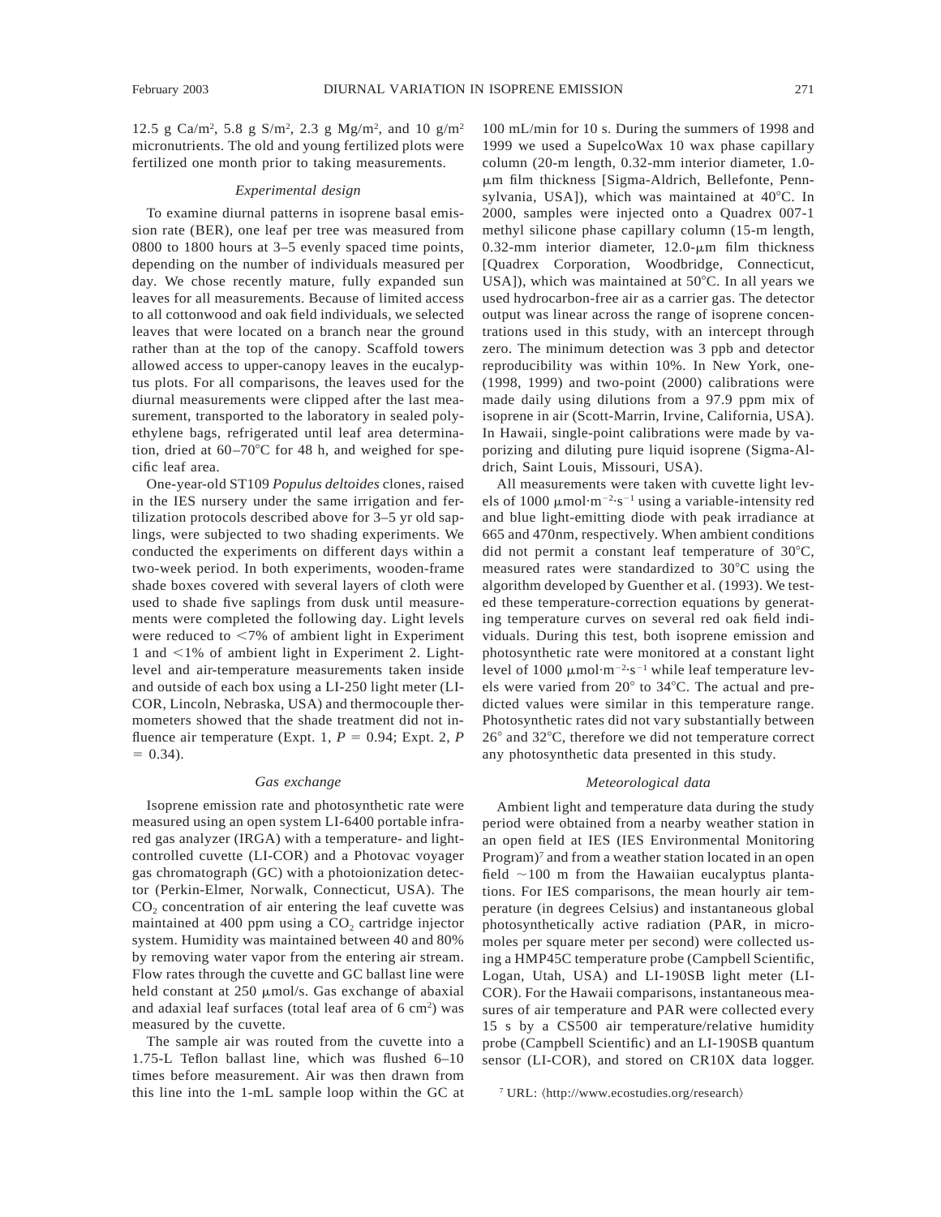12.5 g Ca/m$^2$, 5.8 g S/m$^2$, 2.3 g Mg/m$^2$, and 10 g/m$^2$ micronutrients. The old and young fertilized plots were fertilized one month prior to taking measurements.

### *Experimental design*

To examine diurnal patterns in isoprene basal emission rate (BER), one leaf per tree was measured from 0800 to 1800 hours at 3–5 evenly spaced time points, depending on the number of individuals measured per day. We chose recently mature, fully expanded sun leaves for all measurements. Because of limited access to all cottonwood and oak field individuals, we selected leaves that were located on a branch near the ground rather than at the top of the canopy. Scaffold towers allowed access to upper-canopy leaves in the eucalyptus plots. For all comparisons, the leaves used for the diurnal measurements were clipped after the last measurement, transported to the laboratory in sealed polyethylene bags, refrigerated until leaf area determination, dried at 60–70°C for 48 h, and weighed for specific leaf area.

One-year-old ST109 *Populus deltoides* clones, raised in the IES nursery under the same irrigation and fertilization protocols described above for 3–5 yr old saplings, were subjected to two shading experiments. We conducted the experiments on different days within a two-week period. In both experiments, wooden-frame shade boxes covered with several layers of cloth were used to shade five saplings from dusk until measurements were completed the following day. Light levels were reduced to <7% of ambient light in Experiment 1 and <1% of ambient light in Experiment 2. Light-level and air-temperature measurements taken inside and outside of each box using a LI-250 light meter (LI-COR, Lincoln, Nebraska, USA) and thermocouple thermometers showed that the shade treatment did not influence air temperature (Expt. 1, $P = 0.94$; Expt. 2, $P = 0.34$).

### *Gas exchange*

Isoprene emission rate and photosynthetic rate were measured using an open system LI-6400 portable infrared gas analyzer (IRGA) with a temperature- and light-controlled cuvette (LI-COR) and a Photovac voyager gas chromatograph (GC) with a photoionization detector (Perkin-Elmer, Norwalk, Connecticut, USA). The $CO_2$ concentration of air entering the leaf cuvette was maintained at 400 ppm using a $CO_2$ cartridge injector system. Humidity was maintained between 40 and 80% by removing water vapor from the entering air stream. Flow rates through the cuvette and GC ballast line were held constant at 250 μmol/s. Gas exchange of abaxial and adaxial leaf surfaces (total leaf area of 6 cm$^2$) was measured by the cuvette.

The sample air was routed from the cuvette into a 1.75-L Teflon ballast line, which was flushed 6–10 times before measurement. Air was then drawn from this line into the 1-mL sample loop within the GC at 100 mL/min for 10 s. During the summers of 1998 and 1999 we used a SupelcoWax 10 wax phase capillary column (20-m length, 0.32-mm interior diameter, 1.0-μm film thickness [Sigma-Aldrich, Bellefonte, Pennsylvania, USA]), which was maintained at 40°C. In 2000, samples were injected onto a Quadrex 007-1 methyl silicone phase capillary column (15-m length, 0.32-mm interior diameter, 12.0-μm film thickness [Quadrex Corporation, Woodbridge, Connecticut, USA]), which was maintained at 50°C. In all years we used hydrocarbon-free air as a carrier gas. The detector output was linear across the range of isoprene concentrations used in this study, with an intercept through zero. The minimum detection was 3 ppb and detector reproducibility was within 10%. In New York, one- (1998, 1999) and two-point (2000) calibrations were made daily using dilutions from a 97.9 ppm mix of isoprene in air (Scott-Marrin, Irvine, California, USA). In Hawaii, single-point calibrations were made by vaporizing and diluting pure liquid isoprene (Sigma-Aldrich, Saint Louis, Missouri, USA).

All measurements were taken with cuvette light levels of 1000 μmol·m$^{-2}$·s$^{-1}$ using a variable-intensity red and blue light-emitting diode with peak irradiance at 665 and 470nm, respectively. When ambient conditions did not permit a constant leaf temperature of 30°C, measured rates were standardized to 30°C using the algorithm developed by Guenther et al. (1993). We tested these temperature-correction equations by generating temperature curves on several red oak field individuals. During this test, both isoprene emission and photosynthetic rate were monitored at a constant light level of 1000 μmol·m$^{-2}$·s$^{-1}$ while leaf temperature levels were varied from 20° to 34°C. The actual and predicted values were similar in this temperature range. Photosynthetic rates did not vary substantially between 26° and 32°C, therefore we did not temperature correct any photosynthetic data presented in this study.

### *Meteorological data*

Ambient light and temperature data during the study period were obtained from a nearby weather station in an open field at IES (IES Environmental Monitoring Program)[7] and from a weather station located in an open field ~100 m from the Hawaiian eucalyptus plantations. For IES comparisons, the mean hourly air temperature (in degrees Celsius) and instantaneous global photosynthetically active radiation (PAR, in micromoles per square meter per second) were collected using a HMP45C temperature probe (Campbell Scientific, Logan, Utah, USA) and LI-190SB light meter (LI-COR). For the Hawaii comparisons, instantaneous measures of air temperature and PAR were collected every 15 s by a CS500 air temperature/relative humidity probe (Campbell Scientific) and an LI-190SB quantum sensor (LI-COR), and stored on CR10X data logger.

[7] URL: ⟨http://www.ecostudies.org/research⟩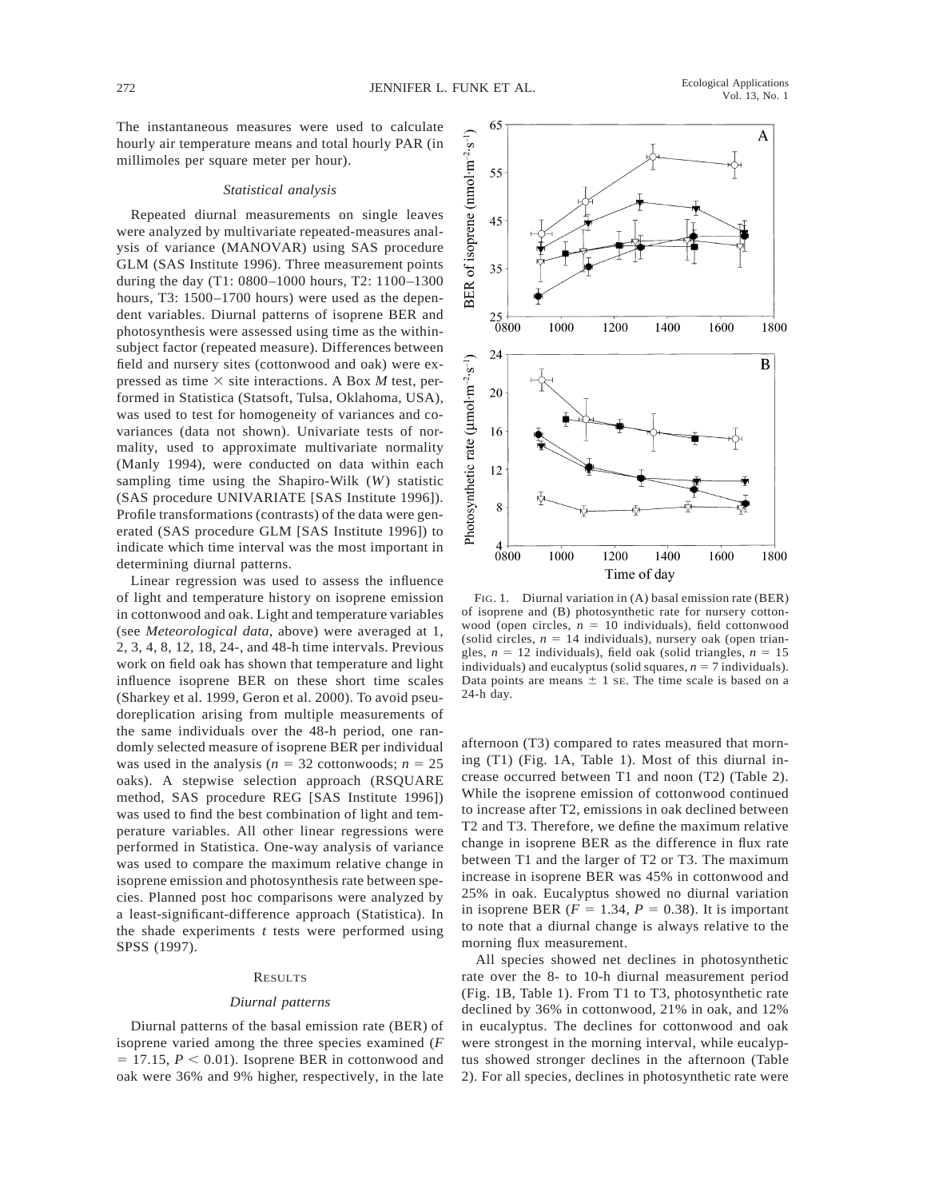The instantaneous measures were used to calculate hourly air temperature means and total hourly PAR (in millimoles per square meter per hour).

### *Statistical analysis*

Repeated diurnal measurements on single leaves were analyzed by multivariate repeated-measures analysis of variance (MANOVAR) using SAS procedure GLM (SAS Institute 1996). Three measurement points during the day (T1: 0800–1000 hours, T2: 1100–1300 hours, T3: 1500–1700 hours) were used as the dependent variables. Diurnal patterns of isoprene BER and photosynthesis were assessed using time as the within-subject factor (repeated measure). Differences between field and nursery sites (cottonwood and oak) were expressed as time × site interactions. A Box *M* test, performed in Statistica (Statsoft, Tulsa, Oklahoma, USA), was used to test for homogeneity of variances and covariances (data not shown). Univariate tests of normality, used to approximate multivariate normality (Manly 1994), were conducted on data within each sampling time using the Shapiro-Wilk (*W*) statistic (SAS procedure UNIVARIATE [SAS Institute 1996]). Profile transformations (contrasts) of the data were generated (SAS procedure GLM [SAS Institute 1996]) to indicate which time interval was the most important in determining diurnal patterns.

Linear regression was used to assess the influence of light and temperature history on isoprene emission in cottonwood and oak. Light and temperature variables (see *Meteorological data,* above) were averaged at 1, 2, 3, 4, 8, 12, 18, 24-, and 48-h time intervals. Previous work on field oak has shown that temperature and light influence isoprene BER on these short time scales (Sharkey et al. 1999, Geron et al. 2000). To avoid pseudoreplication arising from multiple measurements of the same individuals over the 48-h period, one randomly selected measure of isoprene BER per individual was used in the analysis ($n = 32$ cottonwoods; $n = 25$ oaks). A stepwise selection approach (RSQUARE method, SAS procedure REG [SAS Institute 1996]) was used to find the best combination of light and temperature variables. All other linear regressions were performed in Statistica. One-way analysis of variance was used to compare the maximum relative change in isoprene emission and photosynthesis rate between species. Planned post hoc comparisons were analyzed by a least-significant-difference approach (Statistica). In the shade experiments *t* tests were performed using SPSS (1997).

## Results

### *Diurnal patterns*

Diurnal patterns of the basal emission rate (BER) of isoprene varied among the three species examined ($F = 17.15$, $P < 0.01$). Isoprene BER in cottonwood and oak were 36% and 9% higher, respectively, in the late afternoon (T3) compared to rates measured that morning (T1) (Fig. 1A, Table 1). Most of this diurnal increase occurred between T1 and noon (T2) (Table 2). While the isoprene emission of cottonwood continued to increase after T2, emissions in oak declined between T2 and T3. Therefore, we define the maximum relative change in isoprene BER as the difference in flux rate between T1 and the larger of T2 or T3. The maximum increase in isoprene BER was 45% in cottonwood and 25% in oak. Eucalyptus showed no diurnal variation in isoprene BER ($F = 1.34$, $P = 0.38$). It is important to note that a diurnal change is always relative to the morning flux measurement.

All species showed net declines in photosynthetic rate over the 8- to 10-h diurnal measurement period (Fig. 1B, Table 1). From T1 to T3, photosynthetic rate declined by 36% in cottonwood, 21% in oak, and 12% in eucalyptus. The declines for cottonwood and oak were strongest in the morning interval, while eucalyptus showed stronger declines in the afternoon (Table 2). For all species, declines in photosynthetic rate were

FIG. 1. Diurnal variation in (A) basal emission rate (BER) of isoprene and (B) photosynthetic rate for nursery cottonwood (open circles, $n = 10$ individuals), field cottonwood (solid circles, $n = 14$ individuals), nursery oak (open triangles, $n = 12$ individuals), field oak (solid triangles, $n = 15$ individuals) and eucalyptus (solid squares, $n = 7$ individuals). Data points are means ± 1 SE. The time scale is based on a 24-h day.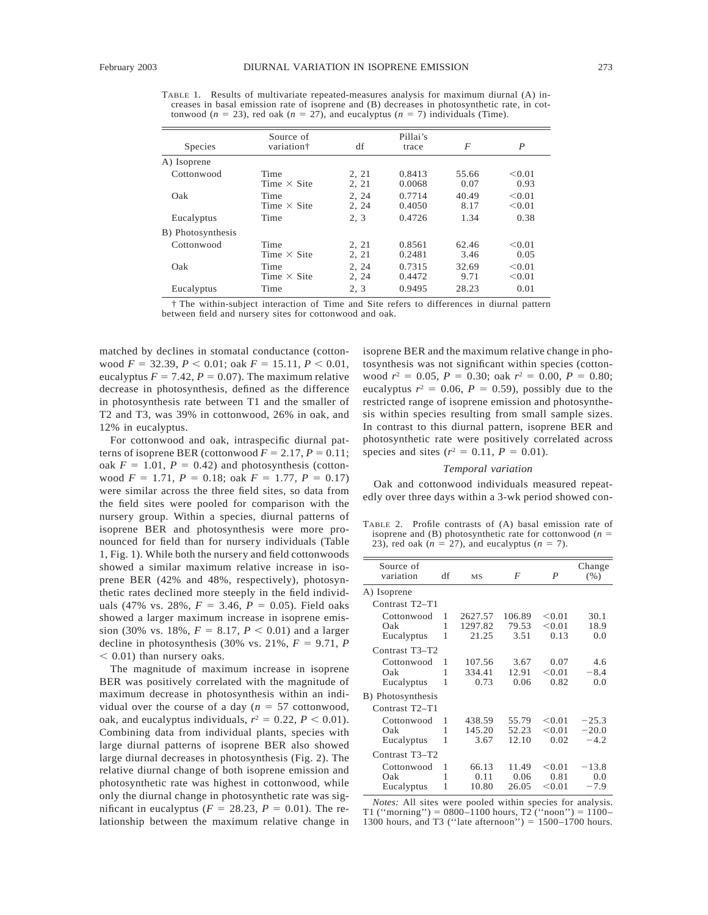TABLE 1. Results of multivariate repeated-measures analysis for maximum diurnal (A) increases in basal emission rate of isoprene and (B) decreases in photosynthetic rate, in cottonwood ($n$ = 23), red oak ($n$ = 27), and eucalyptus ($n$ = 7) individuals (Time).

| Species | Source of variation† | df | Pillai's trace | $F$ | $P$ |
|---|---|---|---|---|---|
| A) Isoprene | | | | | |
| Cottonwood | Time | 2, 21 | 0.8413 | 55.66 | <0.01 |
| | Time × Site | 2, 21 | 0.0068 | 0.07 | 0.93 |
| Oak | Time | 2, 24 | 0.7714 | 40.49 | <0.01 |
| | Time × Site | 2, 24 | 0.4050 | 8.17 | <0.01 |
| Eucalyptus | Time | 2, 3 | 0.4726 | 1.34 | 0.38 |
| B) Photosynthesis | | | | | |
| Cottonwood | Time | 2, 21 | 0.8561 | 62.46 | <0.01 |
| | Time × Site | 2, 21 | 0.2481 | 3.46 | 0.05 |
| Oak | Time | 2, 24 | 0.7315 | 32.69 | <0.01 |
| | Time × Site | 2, 24 | 0.4472 | 9.71 | <0.01 |
| Eucalyptus | Time | 2, 3 | 0.9495 | 28.23 | 0.01 |

† The within-subject interaction of Time and Site refers to differences in diurnal pattern between field and nursery sites for cottonwood and oak.

matched by declines in stomatal conductance (cottonwood $F$ = 32.39, $P$ < 0.01; oak $F$ = 15.11, $P$ < 0.01, eucalyptus $F$ = 7.42, $P$ = 0.07). The maximum relative decrease in photosynthesis, defined as the difference in photosynthesis rate between T1 and the smaller of T2 and T3, was 39% in cottonwood, 26% in oak, and 12% in eucalyptus.

For cottonwood and oak, intraspecific diurnal patterns of isoprene BER (cottonwood $F$ = 2.17, $P$ = 0.11; oak $F$ = 1.01, $P$ = 0.42) and photosynthesis (cottonwood $F$ = 1.71, $P$ = 0.18; oak $F$ = 1.77, $P$ = 0.17) were similar across the three field sites, so data from the field sites were pooled for comparison with the nursery group. Within a species, diurnal patterns of isoprene BER and photosynthesis were more pronounced for field than for nursery individuals (Table 1, Fig. 1). While both the nursery and field cottonwoods showed a similar maximum relative increase in isoprene BER (42% and 48%, respectively), photosynthetic rates declined more steeply in the field individuals (47% vs. 28%, $F$ = 3.46, $P$ = 0.05). Field oaks showed a larger maximum increase in isoprene emission (30% vs. 18%, $F$ = 8.17, $P$ < 0.01) and a larger decline in photosynthesis (30% vs. 21%, $F$ = 9.71, $P$ < 0.01) than nursery oaks.

The magnitude of maximum increase in isoprene BER was positively correlated with the magnitude of maximum decrease in photosynthesis within an individual over the course of a day ($n$ = 57 cottonwood, oak, and eucalyptus individuals, $r^2$ = 0.22, $P$ < 0.01). Combining data from individual plants, species with large diurnal patterns of isoprene BER also showed large diurnal decreases in photosynthesis (Fig. 2). The relative diurnal change of both isoprene emission and photosynthetic rate was highest in cottonwood, while only the diurnal change in photosynthetic rate was significant in eucalyptus ($F$ = 28.23, $P$ = 0.01). The relationship between the maximum relative change in isoprene BER and the maximum relative change in photosynthesis was not significant within species (cottonwood $r^2$ = 0.05, $P$ = 0.30; oak $r^2$ = 0.00, $P$ = 0.80; eucalyptus $r^2$ = 0.06, $P$ = 0.59), possibly due to the restricted range of isoprene emission and photosynthesis within species resulting from small sample sizes. In contrast to this diurnal pattern, isoprene BER and photosynthetic rate were positively correlated across species and sites ($r^2$ = 0.11, $P$ = 0.01).

### *Temporal variation*

Oak and cottonwood individuals measured repeatedly over three days within a 3-wk period showed con-

TABLE 2. Profile contrasts of (A) basal emission rate of isoprene and (B) photosynthetic rate for cottonwood ($n$ = 23), red oak ($n$ = 27), and eucalyptus ($n$ = 7).

| Source of variation | df | MS | $F$ | $P$ | Change (%) |
|---|---|---|---|---|---|
| A) Isoprene | | | | | |
| Contrast T2–T1 | | | | | |
| Cottonwood | 1 | 2627.57 | 106.89 | <0.01 | 30.1 |
| Oak | 1 | 1297.82 | 79.53 | <0.01 | 18.9 |
| Eucalyptus | 1 | 21.25 | 3.51 | 0.13 | 0.0 |
| Contrast T3–T2 | | | | | |
| Cottonwood | 1 | 107.56 | 3.67 | 0.07 | 4.6 |
| Oak | 1 | 334.41 | 12.91 | <0.01 | −8.4 |
| Eucalyptus | 1 | 0.73 | 0.06 | 0.82 | 0.0 |
| B) Photosynthesis | | | | | |
| Contrast T2–T1 | | | | | |
| Cottonwood | 1 | 438.59 | 55.79 | <0.01 | −25.3 |
| Oak | 1 | 145.20 | 52.23 | <0.01 | −20.0 |
| Eucalyptus | 1 | 3.67 | 12.10 | 0.02 | −4.2 |
| Contrast T3–T2 | | | | | |
| Cottonwood | 1 | 66.13 | 11.49 | <0.01 | −13.8 |
| Oak | 1 | 0.11 | 0.06 | 0.81 | 0.0 |
| Eucalyptus | 1 | 10.80 | 26.05 | <0.01 | −7.9 |

*Notes:* All sites were pooled within species for analysis. T1 (''morning'') = 0800–1100 hours, T2 (''noon'') = 1100–1300 hours, and T3 (''late afternoon'') = 1500–1700 hours.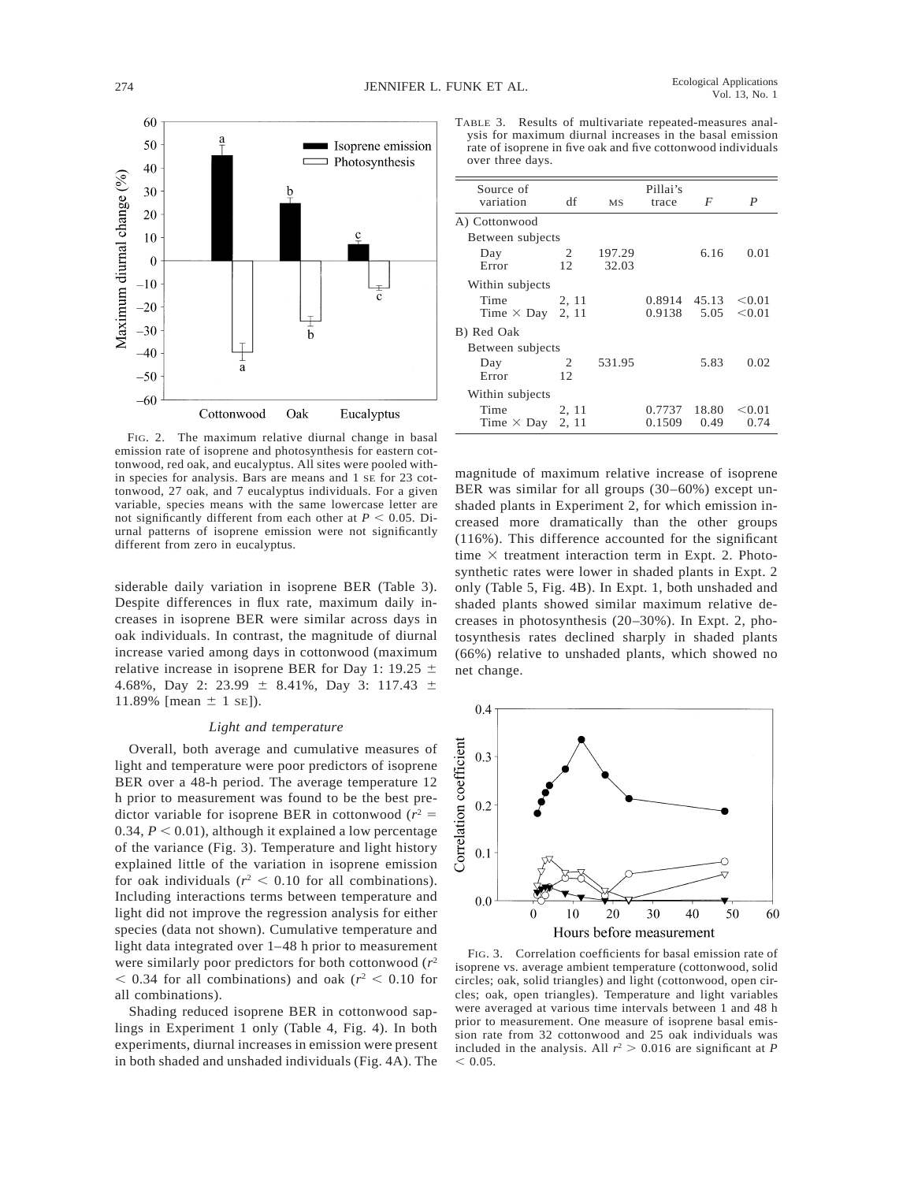FIG. 2. The maximum relative diurnal change in basal emission rate of isoprene and photosynthesis for eastern cottonwood, red oak, and eucalyptus. All sites were pooled within species for analysis. Bars are means and 1 SE for 23 cottonwood, 27 oak, and 7 eucalyptus individuals. For a given variable, species means with the same lowercase letter are not significantly different from each other at $P < 0.05$. Diurnal patterns of isoprene emission were not significantly different from zero in eucalyptus.

TABLE 3. Results of multivariate repeated-measures analysis for maximum diurnal increases in the basal emission rate of isoprene in five oak and five cottonwood individuals over three days.

| Source of variation | df | MS | Pillai's trace | $F$ | $P$ |
|---|---|---|---|---|---|
| A) Cottonwood | | | | | |
| Between subjects | | | | | |
| Day | 2 | 197.29 | | 6.16 | 0.01 |
| Error | 12 | 32.03 | | | |
| Within subjects | | | | | |
| Time | 2, 11 | | 0.8914 | 45.13 | <0.01 |
| Time × Day | 2, 11 | | 0.9138 | 5.05 | <0.01 |
| B) Red Oak | | | | | |
| Between subjects | | | | | |
| Day | 2 | 531.95 | | 5.83 | 0.02 |
| Error | 12 | | | | |
| Within subjects | | | | | |
| Time | 2, 11 | | 0.7737 | 18.80 | <0.01 |
| Time × Day | 2, 11 | | 0.1509 | 0.49 | 0.74 |

siderable daily variation in isoprene BER (Table 3). Despite differences in flux rate, maximum daily increases in isoprene BER were similar across days in oak individuals. In contrast, the magnitude of diurnal increase varied among days in cottonwood (maximum relative increase in isoprene BER for Day 1: 19.25 ± 4.68%, Day 2: 23.99 ± 8.41%, Day 3: 117.43 ± 11.89% [mean ± 1 SE]).

### *Light and temperature*

Overall, both average and cumulative measures of light and temperature were poor predictors of isoprene BER over a 48-h period. The average temperature 12 h prior to measurement was found to be the best predictor variable for isoprene BER in cottonwood ($r^2 = 0.34$, $P < 0.01$), although it explained a low percentage of the variance (Fig. 3). Temperature and light history explained little of the variation in isoprene emission for oak individuals ($r^2 < 0.10$ for all combinations). Including interactions terms between temperature and light did not improve the regression analysis for either species (data not shown). Cumulative temperature and light data integrated over 1–48 h prior to measurement were similarly poor predictors for both cottonwood ($r^2 < 0.34$ for all combinations) and oak ($r^2 < 0.10$ for all combinations).

Shading reduced isoprene BER in cottonwood saplings in Experiment 1 only (Table 4, Fig. 4). In both experiments, diurnal increases in emission were present in both shaded and unshaded individuals (Fig. 4A). The magnitude of maximum relative increase of isoprene BER was similar for all groups (30–60%) except unshaded plants in Experiment 2, for which emission increased more dramatically than the other groups (116%). This difference accounted for the significant time × treatment interaction term in Expt. 2. Photosynthetic rates were lower in shaded plants in Expt. 2 only (Table 5, Fig. 4B). In Expt. 1, both unshaded and shaded plants showed similar maximum relative decreases in photosynthesis (20–30%). In Expt. 2, photosynthesis rates declined sharply in shaded plants (66%) relative to unshaded plants, which showed no net change.

FIG. 3. Correlation coefficients for basal emission rate of isoprene vs. average ambient temperature (cottonwood, solid circles; oak, solid triangles) and light (cottonwood, open circles; oak, open triangles). Temperature and light variables were averaged at various time intervals between 1 and 48 h prior to measurement. One measure of isoprene basal emission rate from 32 cottonwood and 25 oak individuals was included in the analysis. All $r^2 > 0.016$ are significant at $P < 0.05$.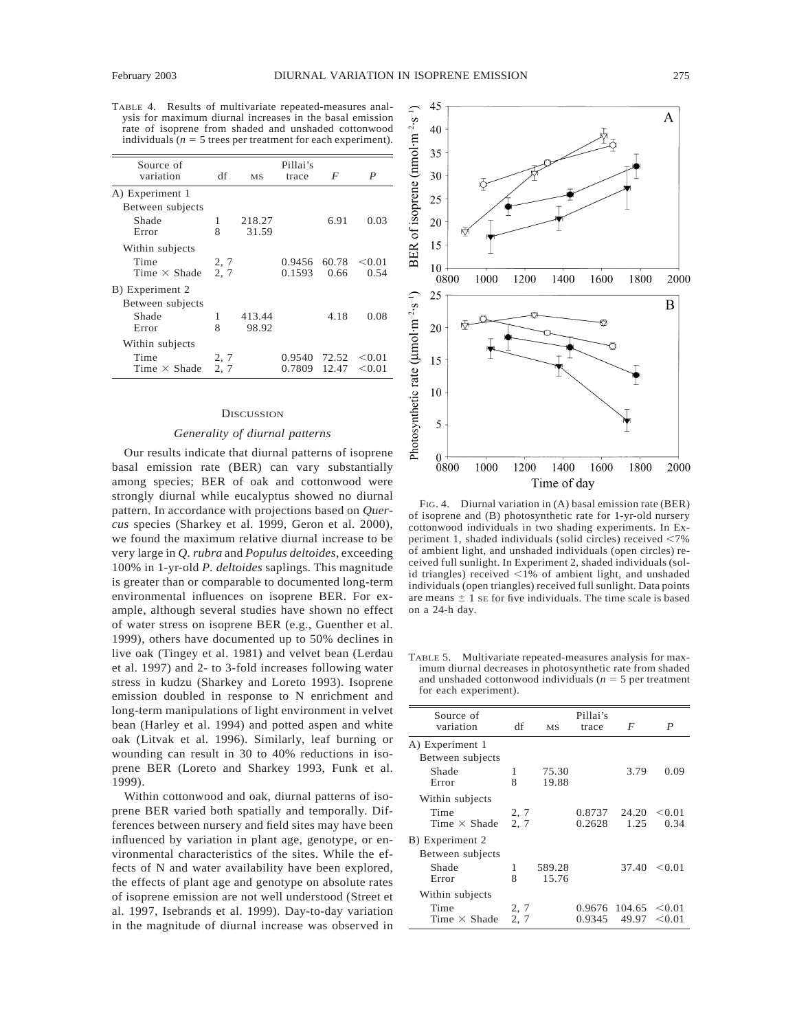TABLE 4. Results of multivariate repeated-measures analysis for maximum diurnal increases in the basal emission rate of isoprene from shaded and unshaded cottonwood individuals ($n$ = 5 trees per treatment for each experiment).

| Source of variation | df | MS | Pillai's trace | $F$ | $P$ |
|---|---|---|---|---|---|
| A) Experiment 1 | | | | | |
| Between subjects | | | | | |
| Shade | 1 | 218.27 | | 6.91 | 0.03 |
| Error | 8 | 31.59 | | | |
| Within subjects | | | | | |
| Time | 2, 7 | | 0.9456 | 60.78 | <0.01 |
| Time × Shade | 2, 7 | | 0.1593 | 0.66 | 0.54 |
| B) Experiment 2 | | | | | |
| Between subjects | | | | | |
| Shade | 1 | 413.44 | | 4.18 | 0.08 |
| Error | 8 | 98.92 | | | |
| Within subjects | | | | | |
| Time | 2, 7 | | 0.9540 | 72.52 | <0.01 |
| Time × Shade | 2, 7 | | 0.7809 | 12.47 | <0.01 |

## DISCUSSION

### *Generality of diurnal patterns*

Our results indicate that diurnal patterns of isoprene basal emission rate (BER) can vary substantially among species; BER of oak and cottonwood were strongly diurnal while eucalyptus showed no diurnal pattern. In accordance with projections based on *Quercus* species (Sharkey et al. 1999, Geron et al. 2000), we found the maximum relative diurnal increase to be very large in *Q. rubra* and *Populus deltoides*, exceeding 100% in 1-yr-old *P. deltoides* saplings. This magnitude is greater than or comparable to documented long-term environmental influences on isoprene BER. For example, although several studies have shown no effect of water stress on isoprene BER (e.g., Guenther et al. 1999), others have documented up to 50% declines in live oak (Tingey et al. 1981) and velvet bean (Lerdau et al. 1997) and 2- to 3-fold increases following water stress in kudzu (Sharkey and Loreto 1993). Isoprene emission doubled in response to N enrichment and long-term manipulations of light environment in velvet bean (Harley et al. 1994) and potted aspen and white oak (Litvak et al. 1996). Similarly, leaf burning or wounding can result in 30 to 40% reductions in isoprene BER (Loreto and Sharkey 1993, Funk et al. 1999).

Within cottonwood and oak, diurnal patterns of isoprene BER varied both spatially and temporally. Differences between nursery and field sites may have been influenced by variation in plant age, genotype, or environmental characteristics of the sites. While the effects of N and water availability have been explored, the effects of plant age and genotype on absolute rates of isoprene emission are not well understood (Street et al. 1997, Isebrands et al. 1999). Day-to-day variation in the magnitude of diurnal increase was observed in

FIG. 4. Diurnal variation in (A) basal emission rate (BER) of isoprene and (B) photosynthetic rate for 1-yr-old nursery cottonwood individuals in two shading experiments. In Experiment 1, shaded individuals (solid circles) received <7% of ambient light, and unshaded individuals (open circles) received full sunlight. In Experiment 2, shaded individuals (solid triangles) received <1% of ambient light, and unshaded individuals (open triangles) received full sunlight. Data points are means ± 1 SE for five individuals. The time scale is based on a 24-h day.

TABLE 5. Multivariate repeated-measures analysis for maximum diurnal decreases in photosynthetic rate from shaded and unshaded cottonwood individuals ($n$ = 5 per treatment for each experiment).

| Source of variation | df | MS | Pillai's trace | $F$ | $P$ |
|---|---|---|---|---|---|
| A) Experiment 1 | | | | | |
| Between subjects | | | | | |
| Shade | 1 | 75.30 | | 3.79 | 0.09 |
| Error | 8 | 19.88 | | | |
| Within subjects | | | | | |
| Time | 2, 7 | | 0.8737 | 24.20 | <0.01 |
| Time × Shade | 2, 7 | | 0.2628 | 1.25 | 0.34 |
| B) Experiment 2 | | | | | |
| Between subjects | | | | | |
| Shade | 1 | 589.28 | | 37.40 | <0.01 |
| Error | 8 | 15.76 | | | |
| Within subjects | | | | | |
| Time | 2, 7 | | 0.9676 | 104.65 | <0.01 |
| Time × Shade | 2, 7 | | 0.9345 | 49.97 | <0.01 |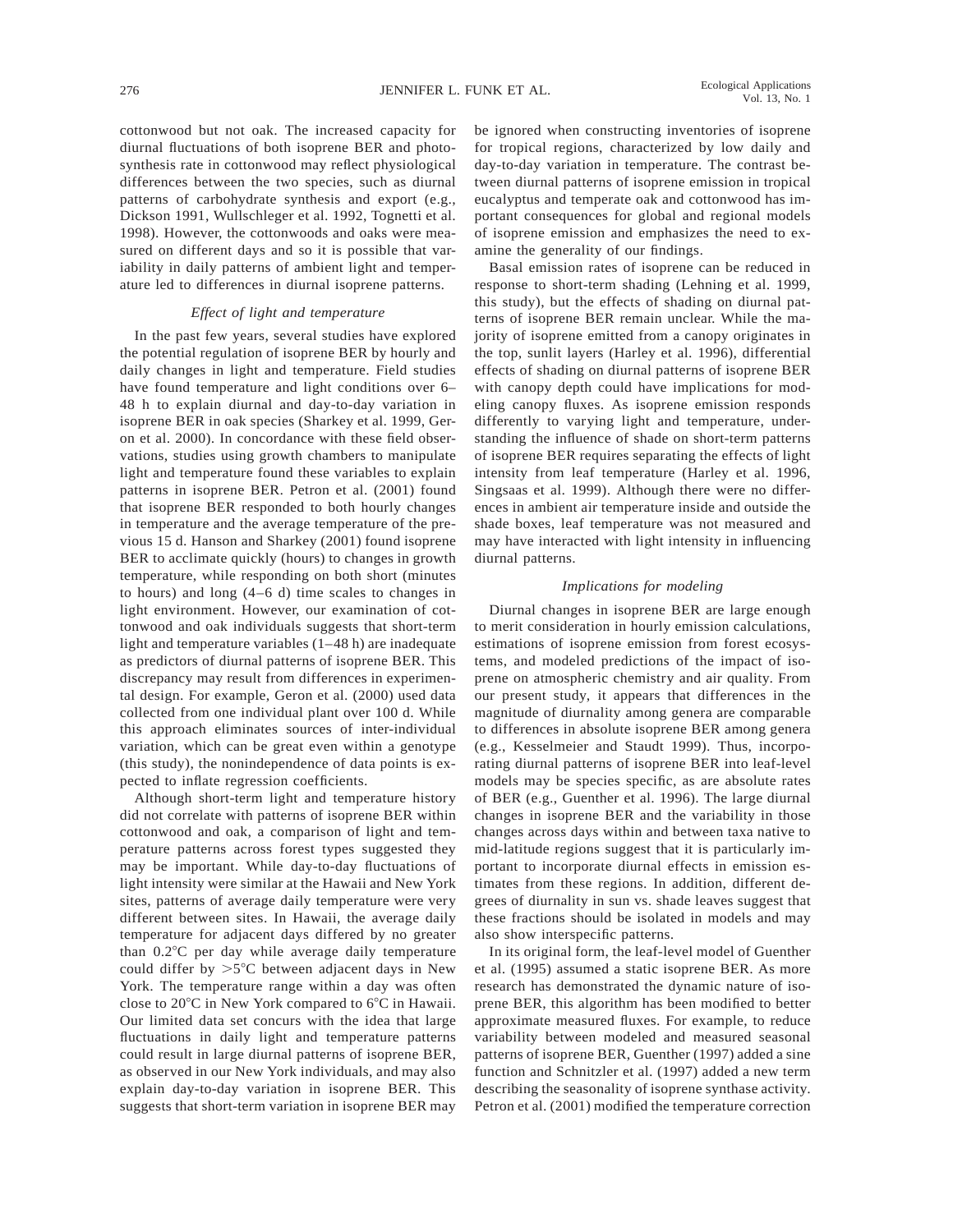cottonwood but not oak. The increased capacity for diurnal fluctuations of both isoprene BER and photosynthesis rate in cottonwood may reflect physiological differences between the two species, such as diurnal patterns of carbohydrate synthesis and export (e.g., Dickson 1991, Wullschleger et al. 1992, Tognetti et al. 1998). However, the cottonwoods and oaks were measured on different days and so it is possible that variability in daily patterns of ambient light and temperature led to differences in diurnal isoprene patterns.

### *Effect of light and temperature*

In the past few years, several studies have explored the potential regulation of isoprene BER by hourly and daily changes in light and temperature. Field studies have found temperature and light conditions over 6–48 h to explain diurnal and day-to-day variation in isoprene BER in oak species (Sharkey et al. 1999, Geron et al. 2000). In concordance with these field observations, studies using growth chambers to manipulate light and temperature found these variables to explain patterns in isoprene BER. Petron et al. (2001) found that isoprene BER responded to both hourly changes in temperature and the average temperature of the previous 15 d. Hanson and Sharkey (2001) found isoprene BER to acclimate quickly (hours) to changes in growth temperature, while responding on both short (minutes to hours) and long (4–6 d) time scales to changes in light environment. However, our examination of cottonwood and oak individuals suggests that short-term light and temperature variables (1–48 h) are inadequate as predictors of diurnal patterns of isoprene BER. This discrepancy may result from differences in experimental design. For example, Geron et al. (2000) used data collected from one individual plant over 100 d. While this approach eliminates sources of inter-individual variation, which can be great even within a genotype (this study), the nonindependence of data points is expected to inflate regression coefficients.

Although short-term light and temperature history did not correlate with patterns of isoprene BER within cottonwood and oak, a comparison of light and temperature patterns across forest types suggested they may be important. While day-to-day fluctuations of light intensity were similar at the Hawaii and New York sites, patterns of average daily temperature were very different between sites. In Hawaii, the average daily temperature for adjacent days differed by no greater than 0.2°C per day while average daily temperature could differ by >5°C between adjacent days in New York. The temperature range within a day was often close to 20°C in New York compared to 6°C in Hawaii. Our limited data set concurs with the idea that large fluctuations in daily light and temperature patterns could result in large diurnal patterns of isoprene BER, as observed in our New York individuals, and may also explain day-to-day variation in isoprene BER. This suggests that short-term variation in isoprene BER may be ignored when constructing inventories of isoprene for tropical regions, characterized by low daily and day-to-day variation in temperature. The contrast between diurnal patterns of isoprene emission in tropical eucalyptus and temperate oak and cottonwood has important consequences for global and regional models of isoprene emission and emphasizes the need to examine the generality of our findings.

Basal emission rates of isoprene can be reduced in response to short-term shading (Lehning et al. 1999, this study), but the effects of shading on diurnal patterns of isoprene BER remain unclear. While the majority of isoprene emitted from a canopy originates in the top, sunlit layers (Harley et al. 1996), differential effects of shading on diurnal patterns of isoprene BER with canopy depth could have implications for modeling canopy fluxes. As isoprene emission responds differently to varying light and temperature, understanding the influence of shade on short-term patterns of isoprene BER requires separating the effects of light intensity from leaf temperature (Harley et al. 1996, Singsaas et al. 1999). Although there were no differences in ambient air temperature inside and outside the shade boxes, leaf temperature was not measured and may have interacted with light intensity in influencing diurnal patterns.

### *Implications for modeling*

Diurnal changes in isoprene BER are large enough to merit consideration in hourly emission calculations, estimations of isoprene emission from forest ecosystems, and modeled predictions of the impact of isoprene on atmospheric chemistry and air quality. From our present study, it appears that differences in the magnitude of diurnality among genera are comparable to differences in absolute isoprene BER among genera (e.g., Kesselmeier and Staudt 1999). Thus, incorporating diurnal patterns of isoprene BER into leaf-level models may be species specific, as are absolute rates of BER (e.g., Guenther et al. 1996). The large diurnal changes in isoprene BER and the variability in those changes across days within and between taxa native to mid-latitude regions suggest that it is particularly important to incorporate diurnal effects in emission estimates from these regions. In addition, different degrees of diurnality in sun vs. shade leaves suggest that these fractions should be isolated in models and may also show interspecific patterns.

In its original form, the leaf-level model of Guenther et al. (1995) assumed a static isoprene BER. As more research has demonstrated the dynamic nature of isoprene BER, this algorithm has been modified to better approximate measured fluxes. For example, to reduce variability between modeled and measured seasonal patterns of isoprene BER, Guenther (1997) added a sine function and Schnitzler et al. (1997) added a new term describing the seasonality of isoprene synthase activity. Petron et al. (2001) modified the temperature correction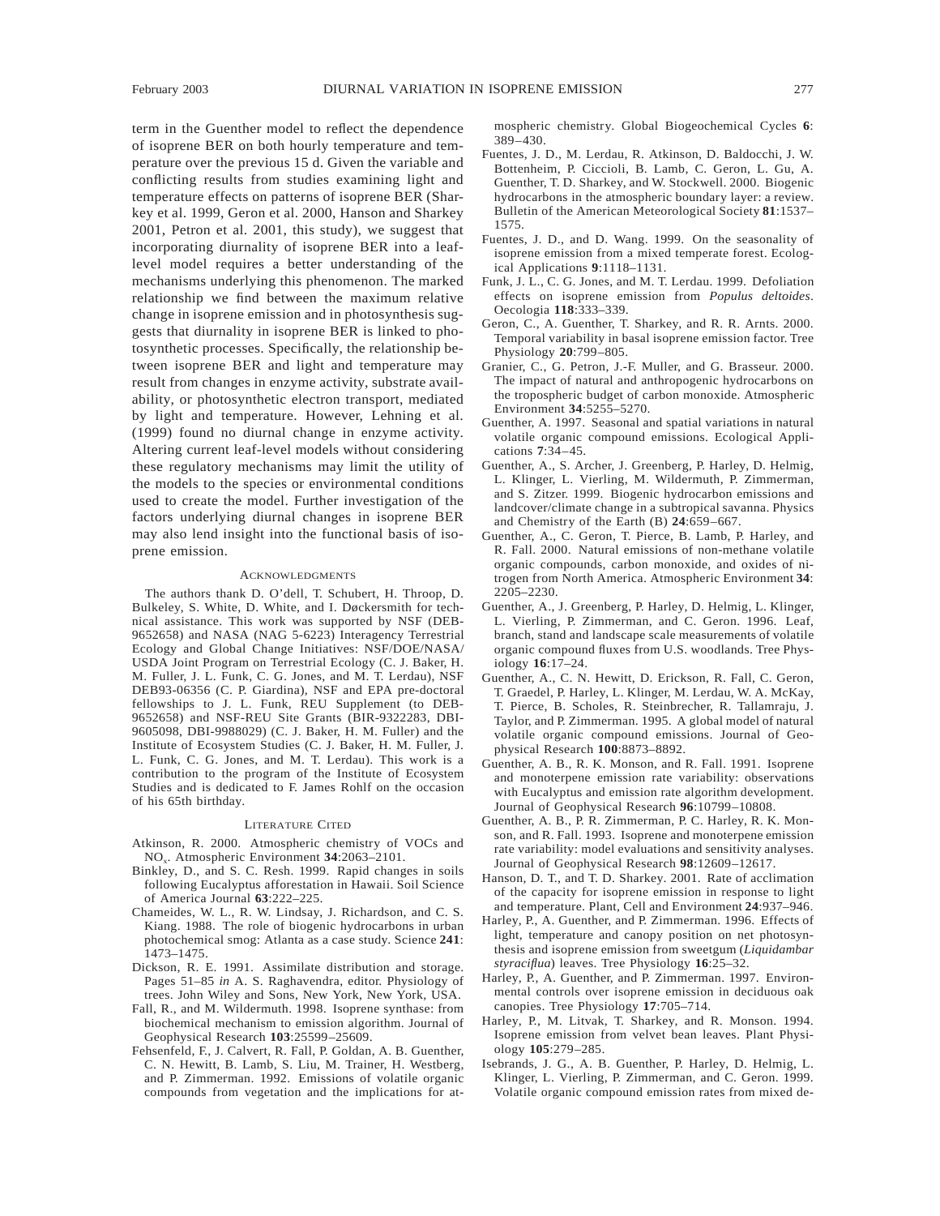term in the Guenther model to reflect the dependence of isoprene BER on both hourly temperature and temperature over the previous 15 d. Given the variable and conflicting results from studies examining light and temperature effects on patterns of isoprene BER (Sharkey et al. 1999, Geron et al. 2000, Hanson and Sharkey 2001, Petron et al. 2001, this study), we suggest that incorporating diurnality of isoprene BER into a leaf-level model requires a better understanding of the mechanisms underlying this phenomenon. The marked relationship we find between the maximum relative change in isoprene emission and in photosynthesis suggests that diurnality in isoprene BER is linked to photosynthetic processes. Specifically, the relationship between isoprene BER and light and temperature may result from changes in enzyme activity, substrate availability, or photosynthetic electron transport, mediated by light and temperature. However, Lehning et al. (1999) found no diurnal change in enzyme activity. Altering current leaf-level models without considering these regulatory mechanisms may limit the utility of the models to the species or environmental conditions used to create the model. Further investigation of the factors underlying diurnal changes in isoprene BER may also lend insight into the functional basis of isoprene emission.

## Acknowledgments

The authors thank D. O'dell, T. Schubert, H. Throop, D. Bulkeley, S. White, D. White, and I. Døckersmith for technical assistance. This work was supported by NSF (DEB-9652658) and NASA (NAG 5-6223) Interagency Terrestrial Ecology and Global Change Initiatives: NSF/DOE/NASA/USDA Joint Program on Terrestrial Ecology (C. J. Baker, H. M. Fuller, J. L. Funk, C. G. Jones, and M. T. Lerdau), NSF DEB93-06356 (C. P. Giardina), NSF and EPA pre-doctoral fellowships to J. L. Funk, REU Supplement (to DEB-9652658) and NSF-REU Site Grants (BIR-9322283, DBI-9605098, DBI-9988029) (C. J. Baker, H. M. Fuller) and the Institute of Ecosystem Studies (C. J. Baker, H. M. Fuller, J. L. Funk, C. G. Jones, and M. T. Lerdau). This work is a contribution to the program of the Institute of Ecosystem Studies and is dedicated to F. James Rohlf on the occasion of his 65th birthday.

## Literature Cited

Atkinson, R. 2000. Atmospheric chemistry of VOCs and $NO_x$. Atmospheric Environment **34**:2063–2101.

Binkley, D., and S. C. Resh. 1999. Rapid changes in soils following Eucalyptus afforestation in Hawaii. Soil Science of America Journal **63**:222–225.

Chameides, W. L., R. W. Lindsay, J. Richardson, and C. S. Kiang. 1988. The role of biogenic hydrocarbons in urban photochemical smog: Atlanta as a case study. Science **241**: 1473–1475.

Dickson, R. E. 1991. Assimilate distribution and storage. Pages 51–85 *in* A. S. Raghavendra, editor. Physiology of trees. John Wiley and Sons, New York, New York, USA.

Fall, R., and M. Wildermuth. 1998. Isoprene synthase: from biochemical mechanism to emission algorithm. Journal of Geophysical Research **103**:25599–25609.

Fehsenfeld, F., J. Calvert, R. Fall, P. Goldan, A. B. Guenther, C. N. Hewitt, B. Lamb, S. Liu, M. Trainer, H. Westberg, and P. Zimmerman. 1992. Emissions of volatile organic compounds from vegetation and the implications for atmospheric chemistry. Global Biogeochemical Cycles **6**: 389–430.

Fuentes, J. D., M. Lerdau, R. Atkinson, D. Baldocchi, J. W. Bottenheim, P. Ciccioli, B. Lamb, C. Geron, L. Gu, A. Guenther, T. D. Sharkey, and W. Stockwell. 2000. Biogenic hydrocarbons in the atmospheric boundary layer: a review. Bulletin of the American Meteorological Society **81**:1537–1575.

Fuentes, J. D., and D. Wang. 1999. On the seasonality of isoprene emission from a mixed temperate forest. Ecological Applications **9**:1118–1131.

Funk, J. L., C. G. Jones, and M. T. Lerdau. 1999. Defoliation effects on isoprene emission from *Populus deltoides*. Oecologia **118**:333–339.

Geron, C., A. Guenther, T. Sharkey, and R. R. Arnts. 2000. Temporal variability in basal isoprene emission factor. Tree Physiology **20**:799–805.

Granier, C., G. Petron, J.-F. Muller, and G. Brasseur. 2000. The impact of natural and anthropogenic hydrocarbons on the tropospheric budget of carbon monoxide. Atmospheric Environment **34**:5255–5270.

Guenther, A. 1997. Seasonal and spatial variations in natural volatile organic compound emissions. Ecological Applications **7**:34–45.

Guenther, A., S. Archer, J. Greenberg, P. Harley, D. Helmig, L. Klinger, L. Vierling, M. Wildermuth, P. Zimmerman, and S. Zitzer. 1999. Biogenic hydrocarbon emissions and landcover/climate change in a subtropical savanna. Physics and Chemistry of the Earth (B) **24**:659–667.

Guenther, A., C. Geron, T. Pierce, B. Lamb, P. Harley, and R. Fall. 2000. Natural emissions of non-methane volatile organic compounds, carbon monoxide, and oxides of nitrogen from North America. Atmospheric Environment **34**: 2205–2230.

Guenther, A., J. Greenberg, P. Harley, D. Helmig, L. Klinger, L. Vierling, P. Zimmerman, and C. Geron. 1996. Leaf, branch, stand and landscape scale measurements of volatile organic compound fluxes from U.S. woodlands. Tree Physiology **16**:17–24.

Guenther, A., C. N. Hewitt, D. Erickson, R. Fall, C. Geron, T. Graedel, P. Harley, L. Klinger, M. Lerdau, W. A. McKay, T. Pierce, B. Scholes, R. Steinbrecher, R. Tallamraju, J. Taylor, and P. Zimmerman. 1995. A global model of natural volatile organic compound emissions. Journal of Geophysical Research **100**:8873–8892.

Guenther, A. B., R. K. Monson, and R. Fall. 1991. Isoprene and monoterpene emission rate variability: observations with Eucalyptus and emission rate algorithm development. Journal of Geophysical Research **96**:10799–10808.

Guenther, A. B., P. R. Zimmerman, P. C. Harley, R. K. Monson, and R. Fall. 1993. Isoprene and monoterpene emission rate variability: model evaluations and sensitivity analyses. Journal of Geophysical Research **98**:12609–12617.

Hanson, D. T., and T. D. Sharkey. 2001. Rate of acclimation of the capacity for isoprene emission in response to light and temperature. Plant, Cell and Environment **24**:937–946.

Harley, P., A. Guenther, and P. Zimmerman. 1996. Effects of light, temperature and canopy position on net photosynthesis and isoprene emission from sweetgum (*Liquidambar styraciflua*) leaves. Tree Physiology **16**:25–32.

Harley, P., A. Guenther, and P. Zimmerman. 1997. Environmental controls over isoprene emission in deciduous oak canopies. Tree Physiology **17**:705–714.

Harley, P., M. Litvak, T. Sharkey, and R. Monson. 1994. Isoprene emission from velvet bean leaves. Plant Physiology **105**:279–285.

Isebrands, J. G., A. B. Guenther, P. Harley, D. Helmig, L. Klinger, L. Vierling, P. Zimmerman, and C. Geron. 1999. Volatile organic compound emission rates from mixed de-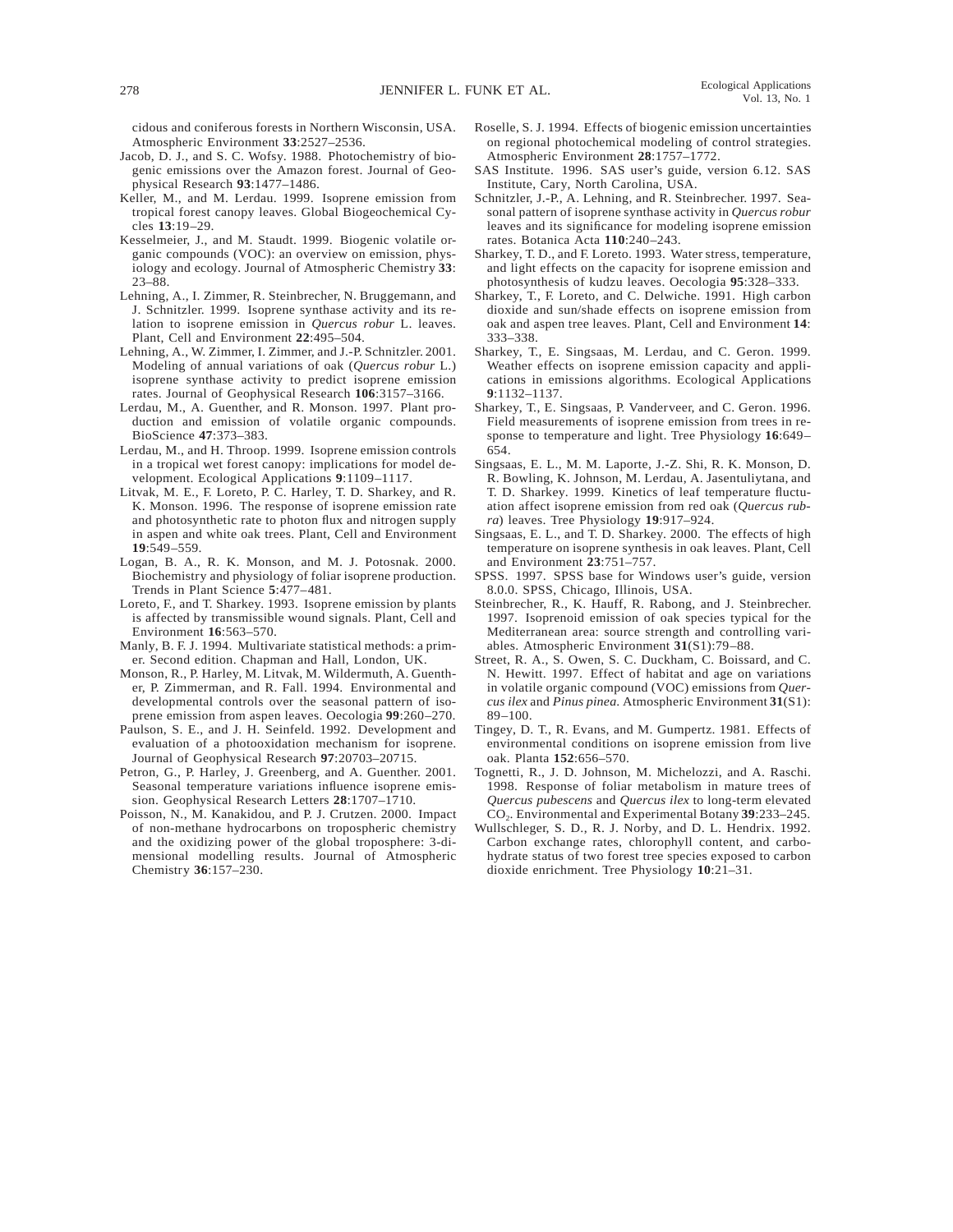cidous and coniferous forests in Northern Wisconsin, USA. Atmospheric Environment **33**:2527–2536.

Jacob, D. J., and S. C. Wofsy. 1988. Photochemistry of biogenic emissions over the Amazon forest. Journal of Geophysical Research **93**:1477–1486.

Keller, M., and M. Lerdau. 1999. Isoprene emission from tropical forest canopy leaves. Global Biogeochemical Cycles **13**:19–29.

Kesselmeier, J., and M. Staudt. 1999. Biogenic volatile organic compounds (VOC): an overview on emission, physiology and ecology. Journal of Atmospheric Chemistry **33**: 23–88.

Lehning, A., I. Zimmer, R. Steinbrecher, N. Bruggemann, and J. Schnitzler. 1999. Isoprene synthase activity and its relation to isoprene emission in *Quercus robur* L. leaves. Plant, Cell and Environment **22**:495–504.

Lehning, A., W. Zimmer, I. Zimmer, and J.-P. Schnitzler. 2001. Modeling of annual variations of oak (*Quercus robur* L.) isoprene synthase activity to predict isoprene emission rates. Journal of Geophysical Research **106**:3157–3166.

Lerdau, M., A. Guenther, and R. Monson. 1997. Plant production and emission of volatile organic compounds. BioScience **47**:373–383.

Lerdau, M., and H. Throop. 1999. Isoprene emission controls in a tropical wet forest canopy: implications for model development. Ecological Applications **9**:1109–1117.

Litvak, M. E., F. Loreto, P. C. Harley, T. D. Sharkey, and R. K. Monson. 1996. The response of isoprene emission rate and photosynthetic rate to photon flux and nitrogen supply in aspen and white oak trees. Plant, Cell and Environment **19**:549–559.

Logan, B. A., R. K. Monson, and M. J. Potosnak. 2000. Biochemistry and physiology of foliar isoprene production. Trends in Plant Science **5**:477–481.

Loreto, F., and T. Sharkey. 1993. Isoprene emission by plants is affected by transmissible wound signals. Plant, Cell and Environment **16**:563–570.

Manly, B. F. J. 1994. Multivariate statistical methods: a primer. Second edition. Chapman and Hall, London, UK.

Monson, R., P. Harley, M. Litvak, M. Wildermuth, A. Guenther, P. Zimmerman, and R. Fall. 1994. Environmental and developmental controls over the seasonal pattern of isoprene emission from aspen leaves. Oecologia **99**:260–270.

Paulson, S. E., and J. H. Seinfeld. 1992. Development and evaluation of a photooxidation mechanism for isoprene. Journal of Geophysical Research **97**:20703–20715.

Petron, G., P. Harley, J. Greenberg, and A. Guenther. 2001. Seasonal temperature variations influence isoprene emission. Geophysical Research Letters **28**:1707–1710.

Poisson, N., M. Kanakidou, and P. J. Crutzen. 2000. Impact of non-methane hydrocarbons on tropospheric chemistry and the oxidizing power of the global troposphere: 3-dimensional modelling results. Journal of Atmospheric Chemistry **36**:157–230.

Roselle, S. J. 1994. Effects of biogenic emission uncertainties on regional photochemical modeling of control strategies. Atmospheric Environment **28**:1757–1772.

SAS Institute. 1996. SAS user's guide, version 6.12. SAS Institute, Cary, North Carolina, USA.

Schnitzler, J.-P., A. Lehning, and R. Steinbrecher. 1997. Seasonal pattern of isoprene synthase activity in *Quercus robur* leaves and its significance for modeling isoprene emission rates. Botanica Acta **110**:240–243.

Sharkey, T. D., and F. Loreto. 1993. Water stress, temperature, and light effects on the capacity for isoprene emission and photosynthesis of kudzu leaves. Oecologia **95**:328–333.

Sharkey, T., F. Loreto, and C. Delwiche. 1991. High carbon dioxide and sun/shade effects on isoprene emission from oak and aspen tree leaves. Plant, Cell and Environment **14**: 333–338.

Sharkey, T., E. Singsaas, M. Lerdau, and C. Geron. 1999. Weather effects on isoprene emission capacity and applications in emissions algorithms. Ecological Applications **9**:1132–1137.

Sharkey, T., E. Singsaas, P. Vanderveer, and C. Geron. 1996. Field measurements of isoprene emission from trees in response to temperature and light. Tree Physiology **16**:649–654.

Singsaas, E. L., M. M. Laporte, J.-Z. Shi, R. K. Monson, D. R. Bowling, K. Johnson, M. Lerdau, A. Jasentuliytana, and T. D. Sharkey. 1999. Kinetics of leaf temperature fluctuation affect isoprene emission from red oak (*Quercus rubra*) leaves. Tree Physiology **19**:917–924.

Singsaas, E. L., and T. D. Sharkey. 2000. The effects of high temperature on isoprene synthesis in oak leaves. Plant, Cell and Environment **23**:751–757.

SPSS. 1997. SPSS base for Windows user's guide, version 8.0.0. SPSS, Chicago, Illinois, USA.

Steinbrecher, R., K. Hauff, R. Rabong, and J. Steinbrecher. 1997. Isoprenoid emission of oak species typical for the Mediterranean area: source strength and controlling variables. Atmospheric Environment **31**(S1):79–88.

Street, R. A., S. Owen, S. C. Duckham, C. Boissard, and C. N. Hewitt. 1997. Effect of habitat and age on variations in volatile organic compound (VOC) emissions from *Quercus ilex* and *Pinus pinea*. Atmospheric Environment **31**(S1): 89–100.

Tingey, D. T., R. Evans, and M. Gumpertz. 1981. Effects of environmental conditions on isoprene emission from live oak. Planta **152**:656–570.

Tognetti, R., J. D. Johnson, M. Michelozzi, and A. Raschi. 1998. Response of foliar metabolism in mature trees of *Quercus pubescens* and *Quercus ilex* to long-term elevated $CO_2$. Environmental and Experimental Botany **39**:233–245.

Wullschleger, S. D., R. J. Norby, and D. L. Hendrix. 1992. Carbon exchange rates, chlorophyll content, and carbohydrate status of two forest tree species exposed to carbon dioxide enrichment. Tree Physiology **10**:21–31.